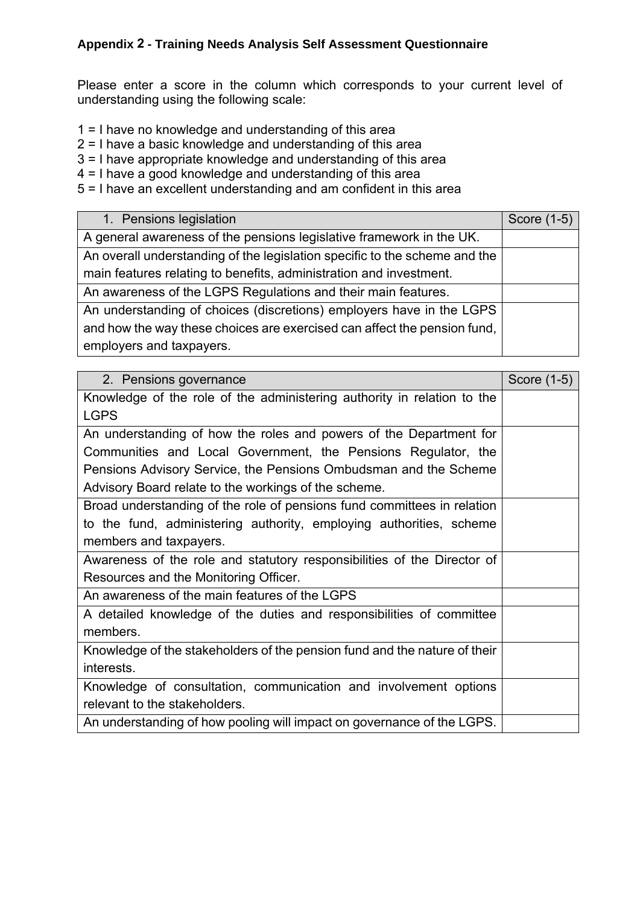### Appendix 2 - Training Needs Analysis Self Assessment Questionnaire

Please enter a score in the column which corresponds to your current level of understanding using the following scale:

1 = I have no knowledge and understanding of this area
2 = I have a basic knowledge and understanding of this area
3 = I have appropriate knowledge and understanding of this area
4 = I have a good knowledge and understanding of this area
5 = I have an excellent understanding and am confident in this area

| 1. Pensions legislation | Score (1-5) |
|---|---|
| A general awareness of the pensions legislative framework in the UK. | |
| An overall understanding of the legislation specific to the scheme and the main features relating to benefits, administration and investment. | |
| An awareness of the LGPS Regulations and their main features. | |
| An understanding of choices (discretions) employers have in the LGPS and how the way these choices are exercised can affect the pension fund, employers and taxpayers. | |

| 2. Pensions governance | Score (1-5) |
|---|---|
| Knowledge of the role of the administering authority in relation to the LGPS | |
| An understanding of how the roles and powers of the Department for Communities and Local Government, the Pensions Regulator, the Pensions Advisory Service, the Pensions Ombudsman and the Scheme Advisory Board relate to the workings of the scheme. | |
| Broad understanding of the role of pensions fund committees in relation to the fund, administering authority, employing authorities, scheme members and taxpayers. | |
| Awareness of the role and statutory responsibilities of the Director of Resources and the Monitoring Officer. | |
| An awareness of the main features of the LGPS | |
| A detailed knowledge of the duties and responsibilities of committee members. | |
| Knowledge of the stakeholders of the pension fund and the nature of their interests. | |
| Knowledge of consultation, communication and involvement options relevant to the stakeholders. | |
| An understanding of how pooling will impact on governance of the LGPS. | |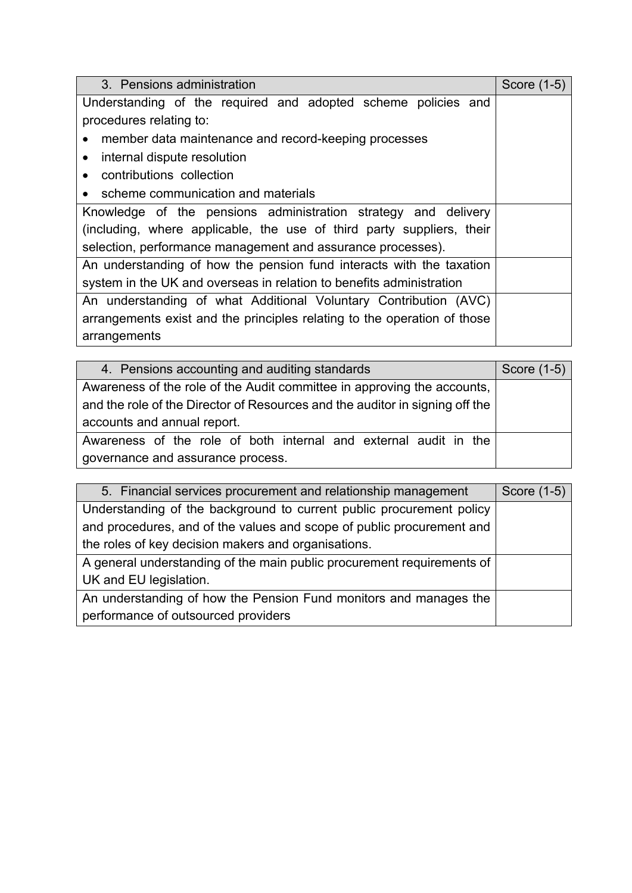| 3. Pensions administration | Score (1-5) |
| --- | --- |
| Understanding of the required and adopted scheme policies and procedures relating to:<br>• member data maintenance and record-keeping processes<br>• internal dispute resolution<br>• contributions collection<br>• scheme communication and materials | |
| Knowledge of the pensions administration strategy and delivery (including, where applicable, the use of third party suppliers, their selection, performance management and assurance processes). | |
| An understanding of how the pension fund interacts with the taxation system in the UK and overseas in relation to benefits administration | |
| An understanding of what Additional Voluntary Contribution (AVC) arrangements exist and the principles relating to the operation of those arrangements | |

| 4. Pensions accounting and auditing standards | Score (1-5) |
| --- | --- |
| Awareness of the role of the Audit committee in approving the accounts, and the role of the Director of Resources and the auditor in signing off the accounts and annual report. | |
| Awareness of the role of both internal and external audit in the governance and assurance process. | |

| 5. Financial services procurement and relationship management | Score (1-5) |
| --- | --- |
| Understanding of the background to current public procurement policy and procedures, and of the values and scope of public procurement and the roles of key decision makers and organisations. | |
| A general understanding of the main public procurement requirements of UK and EU legislation. | |
| An understanding of how the Pension Fund monitors and manages the performance of outsourced providers | |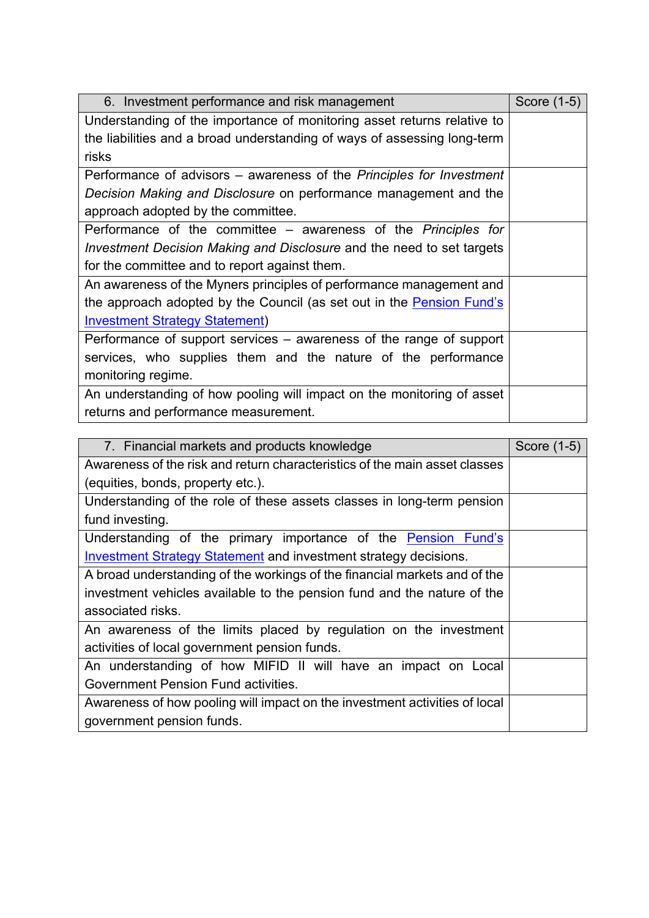| 6. Investment performance and risk management | Score (1-5) |
|---|---|
| Understanding of the importance of monitoring asset returns relative to the liabilities and a broad understanding of ways of assessing long-term risks | |
| Performance of advisors – awareness of the *Principles for Investment Decision Making and Disclosure* on performance management and the approach adopted by the committee. | |
| Performance of the committee – awareness of the *Principles for Investment Decision Making and Disclosure* and the need to set targets for the committee and to report against them. | |
| An awareness of the Myners principles of performance management and the approach adopted by the Council (as set out in the Pension Fund's Investment Strategy Statement) | |
| Performance of support services – awareness of the range of support services, who supplies them and the nature of the performance monitoring regime. | |
| An understanding of how pooling will impact on the monitoring of asset returns and performance measurement. | |

| 7. Financial markets and products knowledge | Score (1-5) |
|---|---|
| Awareness of the risk and return characteristics of the main asset classes (equities, bonds, property etc.). | |
| Understanding of the role of these assets classes in long-term pension fund investing. | |
| Understanding of the primary importance of the Pension Fund's Investment Strategy Statement and investment strategy decisions. | |
| A broad understanding of the workings of the financial markets and of the investment vehicles available to the pension fund and the nature of the associated risks. | |
| An awareness of the limits placed by regulation on the investment activities of local government pension funds. | |
| An understanding of how MIFID II will have an impact on Local Government Pension Fund activities. | |
| Awareness of how pooling will impact on the investment activities of local government pension funds. | |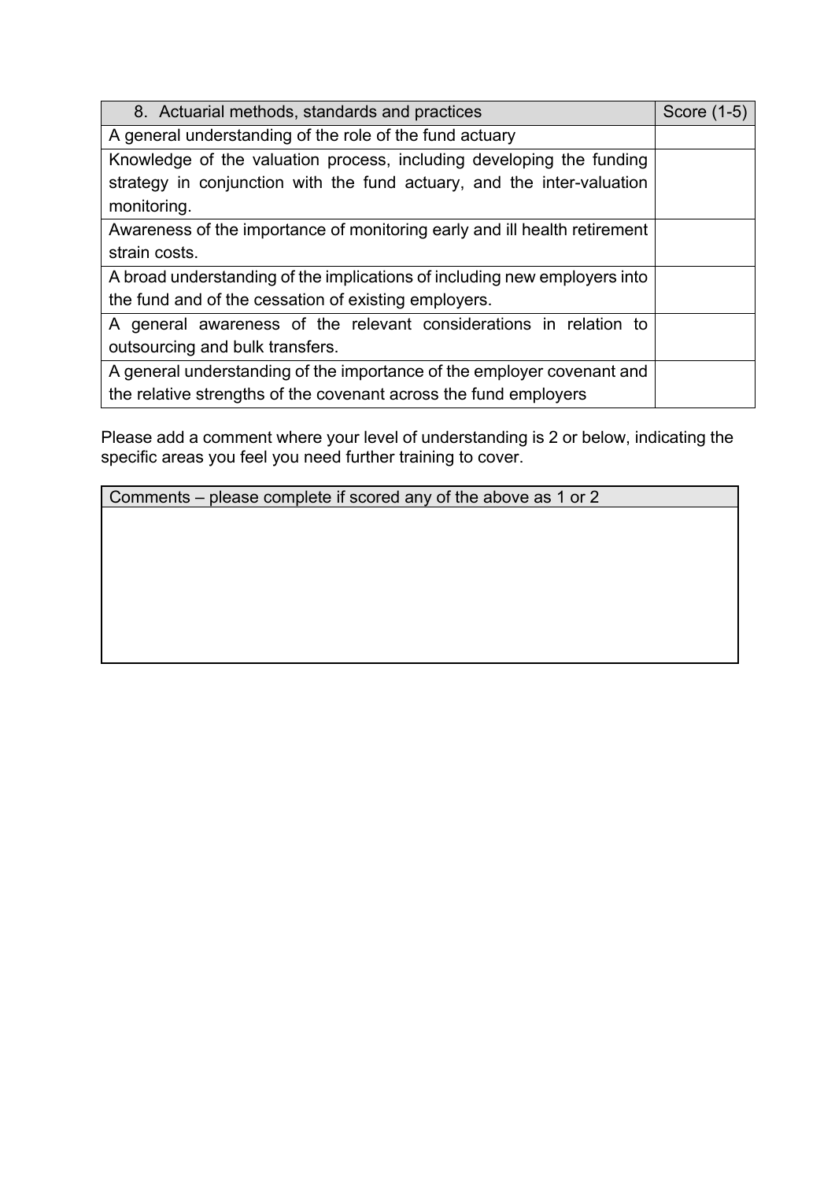| 8. Actuarial methods, standards and practices | Score (1-5) |
| --- | --- |
| A general understanding of the role of the fund actuary | |
| Knowledge of the valuation process, including developing the funding strategy in conjunction with the fund actuary, and the inter-valuation monitoring. | |
| Awareness of the importance of monitoring early and ill health retirement strain costs. | |
| A broad understanding of the implications of including new employers into the fund and of the cessation of existing employers. | |
| A general awareness of the relevant considerations in relation to outsourcing and bulk transfers. | |
| A general understanding of the importance of the employer covenant and the relative strengths of the covenant across the fund employers | |

Please add a comment where your level of understanding is 2 or below, indicating the specific areas you feel you need further training to cover.

| Comments – please complete if scored any of the above as 1 or 2 |
| --- |
| |